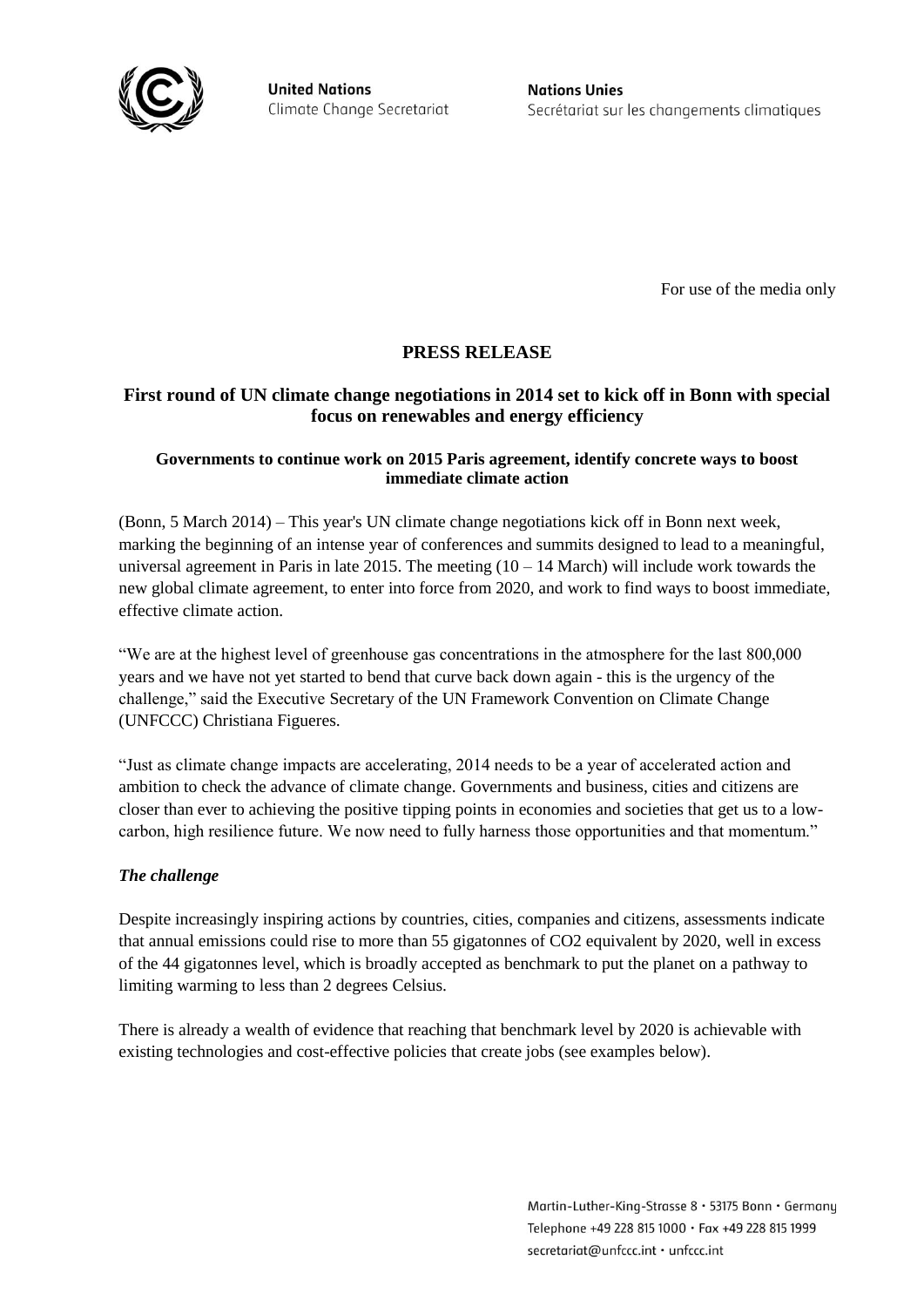United Nations
Climate Change Secretariat

Nations Unies
Secrétariat sur les changements climatiques

For use of the media only

# PRESS RELEASE

## First round of UN climate change negotiations in 2014 set to kick off in Bonn with special focus on renewables and energy efficiency

### Governments to continue work on 2015 Paris agreement, identify concrete ways to boost immediate climate action

(Bonn, 5 March 2014) – This year's UN climate change negotiations kick off in Bonn next week, marking the beginning of an intense year of conferences and summits designed to lead to a meaningful, universal agreement in Paris in late 2015. The meeting (10 – 14 March) will include work towards the new global climate agreement, to enter into force from 2020, and work to find ways to boost immediate, effective climate action.

"We are at the highest level of greenhouse gas concentrations in the atmosphere for the last 800,000 years and we have not yet started to bend that curve back down again - this is the urgency of the challenge," said the Executive Secretary of the UN Framework Convention on Climate Change (UNFCCC) Christiana Figueres.

"Just as climate change impacts are accelerating, 2014 needs to be a year of accelerated action and ambition to check the advance of climate change. Governments and business, cities and citizens are closer than ever to achieving the positive tipping points in economies and societies that get us to a low-carbon, high resilience future. We now need to fully harness those opportunities and that momentum."

***The challenge***

Despite increasingly inspiring actions by countries, cities, companies and citizens, assessments indicate that annual emissions could rise to more than 55 gigatonnes of $CO_2$ equivalent by 2020, well in excess of the 44 gigatonnes level, which is broadly accepted as benchmark to put the planet on a pathway to limiting warming to less than 2 degrees Celsius.

There is already a wealth of evidence that reaching that benchmark level by 2020 is achievable with existing technologies and cost-effective policies that create jobs (see examples below).

Martin-Luther-King-Strasse 8 · 53175 Bonn · Germany
Telephone +49 228 815 1000 · Fax +49 228 815 1999
secretariat@unfccc.int · unfccc.int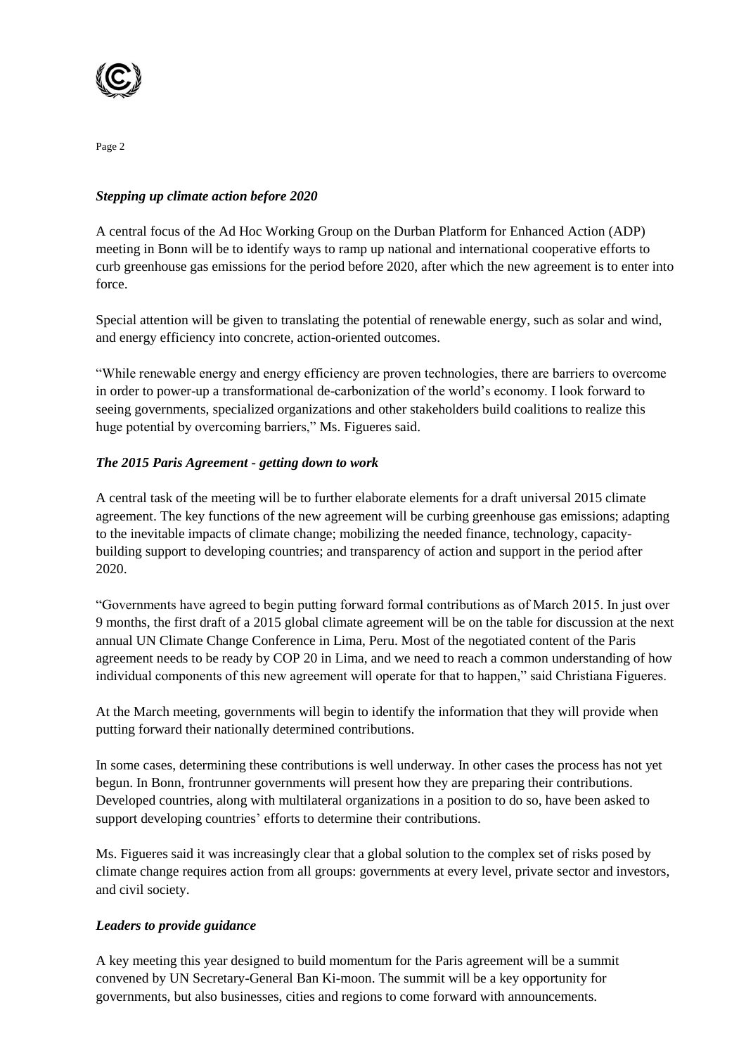### *Stepping up climate action before 2020*

A central focus of the Ad Hoc Working Group on the Durban Platform for Enhanced Action (ADP) meeting in Bonn will be to identify ways to ramp up national and international cooperative efforts to curb greenhouse gas emissions for the period before 2020, after which the new agreement is to enter into force.

Special attention will be given to translating the potential of renewable energy, such as solar and wind, and energy efficiency into concrete, action-oriented outcomes.

"While renewable energy and energy efficiency are proven technologies, there are barriers to overcome in order to power-up a transformational de-carbonization of the world's economy. I look forward to seeing governments, specialized organizations and other stakeholders build coalitions to realize this huge potential by overcoming barriers," Ms. Figueres said.

### *The 2015 Paris Agreement - getting down to work*

A central task of the meeting will be to further elaborate elements for a draft universal 2015 climate agreement. The key functions of the new agreement will be curbing greenhouse gas emissions; adapting to the inevitable impacts of climate change; mobilizing the needed finance, technology, capacity-building support to developing countries; and transparency of action and support in the period after 2020.

"Governments have agreed to begin putting forward formal contributions as of March 2015. In just over 9 months, the first draft of a 2015 global climate agreement will be on the table for discussion at the next annual UN Climate Change Conference in Lima, Peru. Most of the negotiated content of the Paris agreement needs to be ready by COP 20 in Lima, and we need to reach a common understanding of how individual components of this new agreement will operate for that to happen," said Christiana Figueres.

At the March meeting, governments will begin to identify the information that they will provide when putting forward their nationally determined contributions.

In some cases, determining these contributions is well underway. In other cases the process has not yet begun. In Bonn, frontrunner governments will present how they are preparing their contributions. Developed countries, along with multilateral organizations in a position to do so, have been asked to support developing countries' efforts to determine their contributions.

Ms. Figueres said it was increasingly clear that a global solution to the complex set of risks posed by climate change requires action from all groups: governments at every level, private sector and investors, and civil society.

### *Leaders to provide guidance*

A key meeting this year designed to build momentum for the Paris agreement will be a summit convened by UN Secretary-General Ban Ki-moon. The summit will be a key opportunity for governments, but also businesses, cities and regions to come forward with announcements.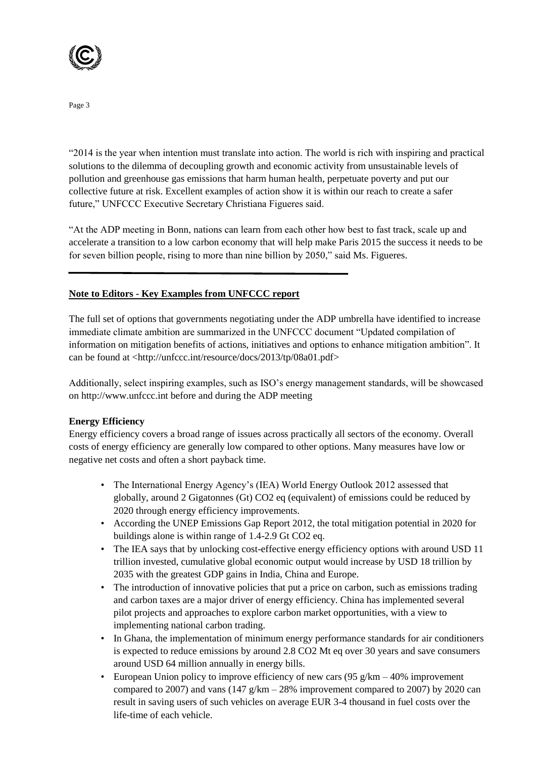"2014 is the year when intention must translate into action. The world is rich with inspiring and practical solutions to the dilemma of decoupling growth and economic activity from unsustainable levels of pollution and greenhouse gas emissions that harm human health, perpetuate poverty and put our collective future at risk. Excellent examples of action show it is within our reach to create a safer future," UNFCCC Executive Secretary Christiana Figueres said.

"At the ADP meeting in Bonn, nations can learn from each other how best to fast track, scale up and accelerate a transition to a low carbon economy that will help make Paris 2015 the success it needs to be for seven billion people, rising to more than nine billion by 2050," said Ms. Figueres.

---

**Note to Editors - Key Examples from UNFCCC report**

The full set of options that governments negotiating under the ADP umbrella have identified to increase immediate climate ambition are summarized in the UNFCCC document "Updated compilation of information on mitigation benefits of actions, initiatives and options to enhance mitigation ambition". It can be found at <http://unfccc.int/resource/docs/2013/tp/08a01.pdf>

Additionally, select inspiring examples, such as ISO's energy management standards, will be showcased on http://www.unfccc.int before and during the ADP meeting

**Energy Efficiency**

Energy efficiency covers a broad range of issues across practically all sectors of the economy. Overall costs of energy efficiency are generally low compared to other options. Many measures have low or negative net costs and often a short payback time.

- The International Energy Agency's (IEA) World Energy Outlook 2012 assessed that globally, around 2 Gigatonnes (Gt) $CO_2$ eq (equivalent) of emissions could be reduced by 2020 through energy efficiency improvements.
- According the UNEP Emissions Gap Report 2012, the total mitigation potential in 2020 for buildings alone is within range of 1.4-2.9 Gt $CO_2$ eq.
- The IEA says that by unlocking cost-effective energy efficiency options with around USD 11 trillion invested, cumulative global economic output would increase by USD 18 trillion by 2035 with the greatest GDP gains in India, China and Europe.
- The introduction of innovative policies that put a price on carbon, such as emissions trading and carbon taxes are a major driver of energy efficiency. China has implemented several pilot projects and approaches to explore carbon market opportunities, with a view to implementing national carbon trading.
- In Ghana, the implementation of minimum energy performance standards for air conditioners is expected to reduce emissions by around 2.8 $CO_2$ Mt eq over 30 years and save consumers around USD 64 million annually in energy bills.
- European Union policy to improve efficiency of new cars (95 g/km – 40% improvement compared to 2007) and vans (147 g/km – 28% improvement compared to 2007) by 2020 can result in saving users of such vehicles on average EUR 3-4 thousand in fuel costs over the life-time of each vehicle.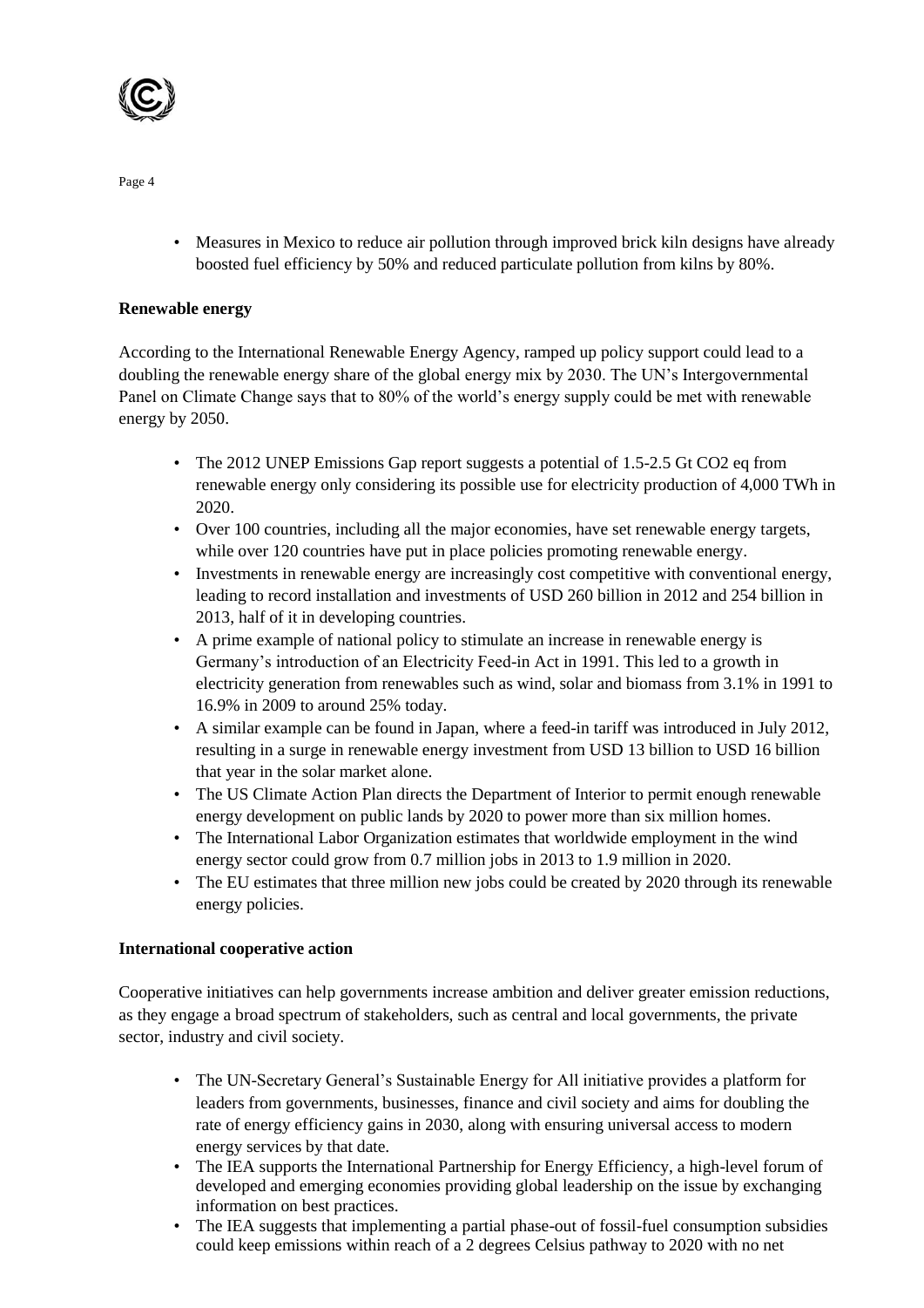- Measures in Mexico to reduce air pollution through improved brick kiln designs have already boosted fuel efficiency by 50% and reduced particulate pollution from kilns by 80%.

**Renewable energy**

According to the International Renewable Energy Agency, ramped up policy support could lead to a doubling the renewable energy share of the global energy mix by 2030. The UN's Intergovernmental Panel on Climate Change says that to 80% of the world's energy supply could be met with renewable energy by 2050.

- The 2012 UNEP Emissions Gap report suggests a potential of 1.5-2.5 Gt CO2 eq from renewable energy only considering its possible use for electricity production of 4,000 TWh in 2020.
- Over 100 countries, including all the major economies, have set renewable energy targets, while over 120 countries have put in place policies promoting renewable energy.
- Investments in renewable energy are increasingly cost competitive with conventional energy, leading to record installation and investments of USD 260 billion in 2012 and 254 billion in 2013, half of it in developing countries.
- A prime example of national policy to stimulate an increase in renewable energy is Germany's introduction of an Electricity Feed-in Act in 1991. This led to a growth in electricity generation from renewables such as wind, solar and biomass from 3.1% in 1991 to 16.9% in 2009 to around 25% today.
- A similar example can be found in Japan, where a feed-in tariff was introduced in July 2012, resulting in a surge in renewable energy investment from USD 13 billion to USD 16 billion that year in the solar market alone.
- The US Climate Action Plan directs the Department of Interior to permit enough renewable energy development on public lands by 2020 to power more than six million homes.
- The International Labor Organization estimates that worldwide employment in the wind energy sector could grow from 0.7 million jobs in 2013 to 1.9 million in 2020.
- The EU estimates that three million new jobs could be created by 2020 through its renewable energy policies.

**International cooperative action**

Cooperative initiatives can help governments increase ambition and deliver greater emission reductions, as they engage a broad spectrum of stakeholders, such as central and local governments, the private sector, industry and civil society.

- The UN-Secretary General's Sustainable Energy for All initiative provides a platform for leaders from governments, businesses, finance and civil society and aims for doubling the rate of energy efficiency gains in 2030, along with ensuring universal access to modern energy services by that date.
- The IEA supports the International Partnership for Energy Efficiency, a high-level forum of developed and emerging economies providing global leadership on the issue by exchanging information on best practices.
- The IEA suggests that implementing a partial phase-out of fossil-fuel consumption subsidies could keep emissions within reach of a 2 degrees Celsius pathway to 2020 with no net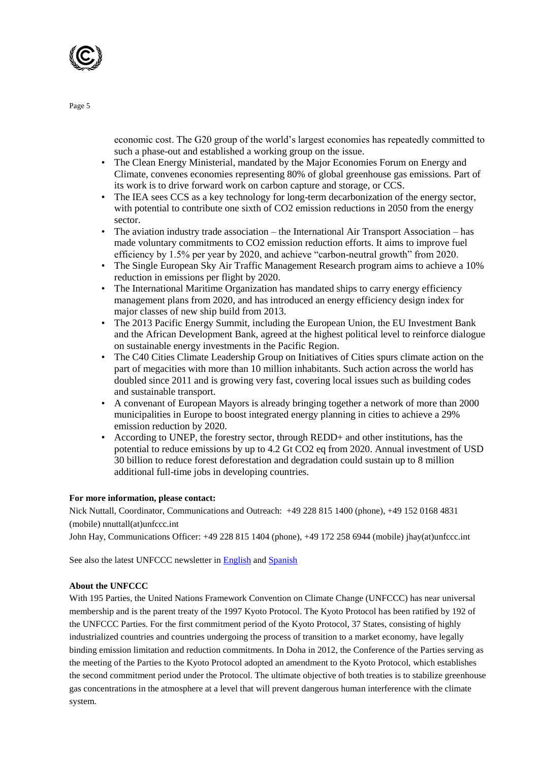economic cost. The G20 group of the world's largest economies has repeatedly committed to such a phase-out and established a working group on the issue.

- The Clean Energy Ministerial, mandated by the Major Economies Forum on Energy and Climate, convenes economies representing 80% of global greenhouse gas emissions. Part of its work is to drive forward work on carbon capture and storage, or CCS.
- The IEA sees CCS as a key technology for long-term decarbonization of the energy sector, with potential to contribute one sixth of $CO_2$ emission reductions in 2050 from the energy sector.
- The aviation industry trade association – the International Air Transport Association – has made voluntary commitments to $CO_2$ emission reduction efforts. It aims to improve fuel efficiency by 1.5% per year by 2020, and achieve "carbon-neutral growth" from 2020.
- The Single European Sky Air Traffic Management Research program aims to achieve a 10% reduction in emissions per flight by 2020.
- The International Maritime Organization has mandated ships to carry energy efficiency management plans from 2020, and has introduced an energy efficiency design index for major classes of new ship build from 2013.
- The 2013 Pacific Energy Summit, including the European Union, the EU Investment Bank and the African Development Bank, agreed at the highest political level to reinforce dialogue on sustainable energy investments in the Pacific Region.
- The C40 Cities Climate Leadership Group on Initiatives of Cities spurs climate action on the part of megacities with more than 10 million inhabitants. Such action across the world has doubled since 2011 and is growing very fast, covering local issues such as building codes and sustainable transport.
- A convenant of European Mayors is already bringing together a network of more than 2000 municipalities in Europe to boost integrated energy planning in cities to achieve a 29% emission reduction by 2020.
- According to UNEP, the forestry sector, through REDD+ and other institutions, has the potential to reduce emissions by up to 4.2 Gt $CO_2$ eq from 2020. Annual investment of USD 30 billion to reduce forest deforestation and degradation could sustain up to 8 million additional full-time jobs in developing countries.

**For more information, please contact:**

Nick Nuttall, Coordinator, Communications and Outreach: +49 228 815 1400 (phone), +49 152 0168 4831 (mobile) nnuttall(at)unfccc.int

John Hay, Communications Officer: +49 228 815 1404 (phone), +49 172 258 6944 (mobile) jhay(at)unfccc.int

See also the latest UNFCCC newsletter in English and Spanish

**About the UNFCCC**

With 195 Parties, the United Nations Framework Convention on Climate Change (UNFCCC) has near universal membership and is the parent treaty of the 1997 Kyoto Protocol. The Kyoto Protocol has been ratified by 192 of the UNFCCC Parties. For the first commitment period of the Kyoto Protocol, 37 States, consisting of highly industrialized countries and countries undergoing the process of transition to a market economy, have legally binding emission limitation and reduction commitments. In Doha in 2012, the Conference of the Parties serving as the meeting of the Parties to the Kyoto Protocol adopted an amendment to the Kyoto Protocol, which establishes the second commitment period under the Protocol. The ultimate objective of both treaties is to stabilize greenhouse gas concentrations in the atmosphere at a level that will prevent dangerous human interference with the climate system.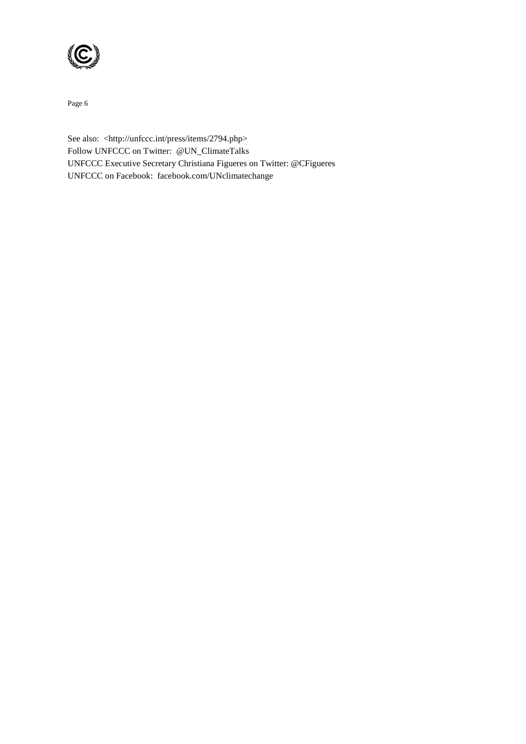See also: <http://unfccc.int/press/items/2794.php>
Follow UNFCCC on Twitter: @UN_ClimateTalks
UNFCCC Executive Secretary Christiana Figueres on Twitter: @CFigueres
UNFCCC on Facebook: facebook.com/UNclimatechange